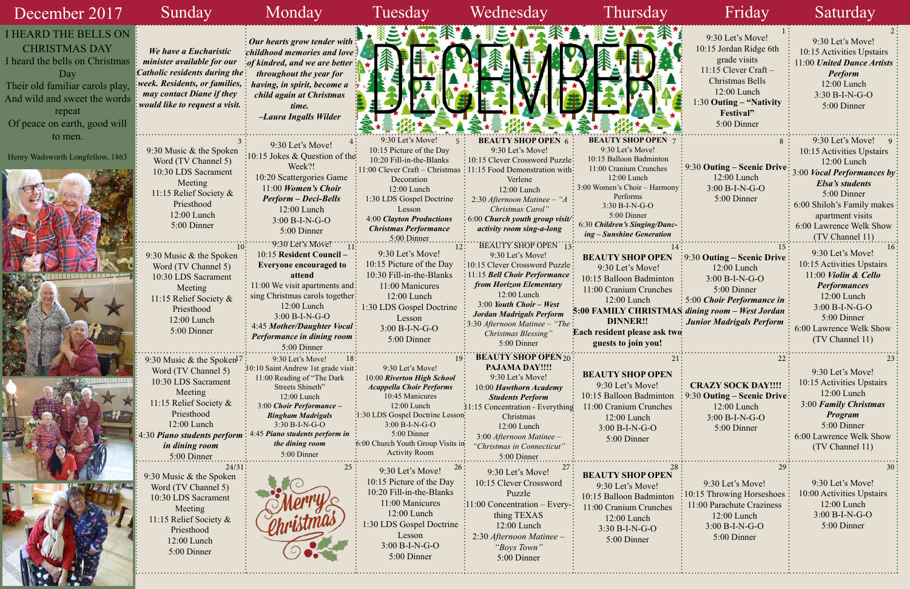# December 2017

**I HEARD THE BELLS ON CHRISTMAS DAY**

I heard the bells on Christmas Day
Their old familiar carols play,
And wild and sweet the words repeat
Of peace on earth, good will to men.

Henry Wadsworth Longfellow, 1863

| Sunday | Monday | Tuesday | Wednesday | Thursday | Friday | Saturday |
|---|---|---|---|---|---|---|
| *We have a Eucharistic minister available for our Catholic residents during the week. Residents, or families, may contact Diane if they would like to request a visit.* | *Our hearts grow tender with childhood memories and love of kindred, and we are better throughout the year for having, in spirit, become a child again at Christmas time.* *–Laura Ingalls Wilder* | DECEMBER | | | **1** 9:30 Let's Move! 10:15 Jordan Ridge 6th grade visits 11:15 Clever Craft – Christmas Bells 12:00 Lunch 1:30 **Outing – "Nativity Festival"** 5:00 Dinner | **2** 9:30 Let's Move! 10:15 Activities Upstairs 11:00 ***United Dance Artists Perform*** 12:00 Lunch 3:30 B-I-N-G-O 5:00 Dinner |
| **3** 9:30 Music & the Spoken Word (TV Channel 5) 10:30 LDS Sacrament Meeting 11:15 Relief Society & Priesthood 12:00 Lunch 5:00 Dinner | **4** 9:30 Let's Move! 10:15 Jokes & Question of the Week?! 10:20 Scattergories Game 11:00 ***Women's Choir Perform – Deci-Bells*** 12:00 Lunch 3:00 B-I-N-G-O 5:00 Dinner | **5** 9:30 Let's Move! 10:15 Picture of the Day 10:20 Fill-in-the-Blanks 11:00 Clever Craft – Christmas Decoration 12:00 Lunch 1:30 LDS Gospel Doctrine Lesson 4:00 ***Clayton Productions Christmas Performance*** 5:00 Dinner | **6** **BEAUTY SHOP OPEN** 9:30 Let's Move! 10:15 Clever Crossword Puzzle 11:15 Food Demonstration with Verlene 12:00 Lunch 2:30 *Afternoon Matinee – "A Christmas Carol"* 6:00 ***Church youth group visit/activity room sing-a-long*** | **7** **BEAUTY SHOP OPEN** 9:30 Let's Move! 10:15 Balloon Badminton 11:00 Cranium Crunches 12:00 Lunch 3:00 Women's Choir – Harmony Performs 3:30 B-I-N-G-O 5:00 Dinner 6:30 ***Children's Singing/Dancing – Sunshine Generation*** | **8** 9:30 **Outing – Scenic Drive** 12:00 Lunch 3:00 B-I-N-G-O 5:00 Dinner | **9** 9:30 Let's Move! 10:15 Activities Upstairs 12:00 Lunch 3:00 ***Vocal Performances by Elsa's students*** 5:00 Dinner 6:00 Shiloh's Family makes apartment visits 6:00 Lawrence Welk Show (TV Channel 11) |
| **10** 9:30 Music & the Spoken Word (TV Channel 5) 10:30 LDS Sacrament Meeting 11:15 Relief Society & Priesthood 12:00 Lunch 5:00 Dinner | **11** 9:30 Let's Move! 10:15 **Resident Council – Everyone encouraged to attend** 11:00 We visit apartments and sing Christmas carols together 12:00 Lunch 3:00 B-I-N-G-O 4:45 ***Mother/Daughter Vocal Performance in dining room*** 5:00 Dinner | **12** 9:30 Let's Move! 10:15 Picture of the Day 10:30 Fill-in-the-Blanks 11:00 Manicures 12:00 Lunch 1:30 LDS Gospel Doctrine Lesson 3:00 B-I-N-G-O 5:00 Dinner | **13** BEAUTY SHOP OPEN 9:30 Let's Move! 10:15 Clever Crossword Puzzle 11:15 ***Bell Choir Performance from Horizon Elementary*** 12:00 Lunch 3:00 ***Youth Choir – West Jordan Madrigals Perform*** 3:30 *Afternoon Matinee – "The Christmas Blessing"* 5:00 Dinner | **14** **BEAUTY SHOP OPEN** 9:30 Let's Move! 10:15 Balloon Badminton 11:00 Cranium Crunches 12:00 Lunch **5:00 FAMILY CHRISTMAS DINNER!!** **Each resident please ask two guests to join you!** | **15** 9:30 **Outing – Scenic Drive** 12:00 Lunch 3:00 B-I-N-G-O 5:00 Dinner 5:00 ***Choir Performance in dining room – West Jordan Junior Madrigals Perform*** | **16** 9:30 Let's Move! 10:15 Activities Upstairs 11:00 ***Violin & Cello Performances*** 12:00 Lunch 3:00 B-I-N-G-O 5:00 Dinner 6:00 Lawrence Welk Show (TV Channel 11) |
| **17** 9:30 Music & the Spoken Word (TV Channel 5) 10:30 LDS Sacrament Meeting 11:15 Relief Society & Priesthood 12:00 Lunch 4:30 ***Piano students perform in dining room*** 5:00 Dinner | **18** 9:30 Let's Move! 10:10 Saint Andrew 1st grade visit 11:00 Reading of "The Dark Streets Shineth" 12:00 Lunch 3:00 ***Choir Performance – Bingham Madrigals*** 3:30 B-I-N-G-O 4:45 ***Piano students perform in the dining room*** 5:00 Dinner | **19** 9:30 Let's Move! 10:00 ***Riverton High School Acappella Choir Performs*** 10:45 Manicures 12:00 Lunch 1:30 LDS Gospel Doctrine Lesson 3:00 B-I-N-G-O 5:00 Dinner 6:00 Church Youth Group Visits in Activity Room | **20** **BEAUTY SHOP OPEN** **PAJAMA DAY!!!!** 9:30 Let's Move! 10:00 ***Hawthorn Academy Students Perform*** 11:15 Concentration - Everything Christmas 12:00 Lunch 3:00 *Afternoon Matinee – "Christmas in Connecticut"* 5:00 Dinner | **21** **BEAUTY SHOP OPEN** 9:30 Let's Move! 10:15 Balloon Badminton 11:00 Cranium Crunches 12:00 Lunch 3:00 B-I-N-G-O 5:00 Dinner | **22** **CRAZY SOCK DAY!!!!** 9:30 **Outing – Scenic Drive** 12:00 Lunch 3:00 B-I-N-G-O 5:00 Dinner | **23** 9:30 Let's Move! 10:15 Activities Upstairs 12:00 Lunch 3:00 ***Family Christmas Program*** 5:00 Dinner 6:00 Lawrence Welk Show (TV Channel 11) |
| **24/31** 9:30 Music & the Spoken Word (TV Channel 5) 10:30 LDS Sacrament Meeting 11:15 Relief Society & Priesthood 12:00 Lunch 5:00 Dinner | **25** Merry Christmas | **26** 9:30 Let's Move! 10:15 Picture of the Day 10:20 Fill-in-the-Blanks 11:00 Manicures 12:00 Lunch 1:30 LDS Gospel Doctrine Lesson 3:00 B-I-N-G-O 5:00 Dinner | **27** 9:30 Let's Move! 10:15 Clever Crossword Puzzle 11:00 Concentration – Everything TEXAS 12:00 Lunch 2:30 *Afternoon Matinee – "Boys Town"* 5:00 Dinner | **28** **BEAUTY SHOP OPEN** 9:30 Let's Move! 10:15 Balloon Badminton 11:00 Cranium Crunches 12:00 Lunch 3:30 B-I-N-G-O 5:00 Dinner | **29** 9:30 Let's Move! 10:15 Throwing Horseshoes 11:00 Parachute Craziness 12:00 Lunch 3:00 B-I-N-G-O 5:00 Dinner | **30** 9:30 Let's Move! 10:00 Activities Upstairs 12:00 Lunch 3:00 B-I-N-G-O 5:00 Dinner |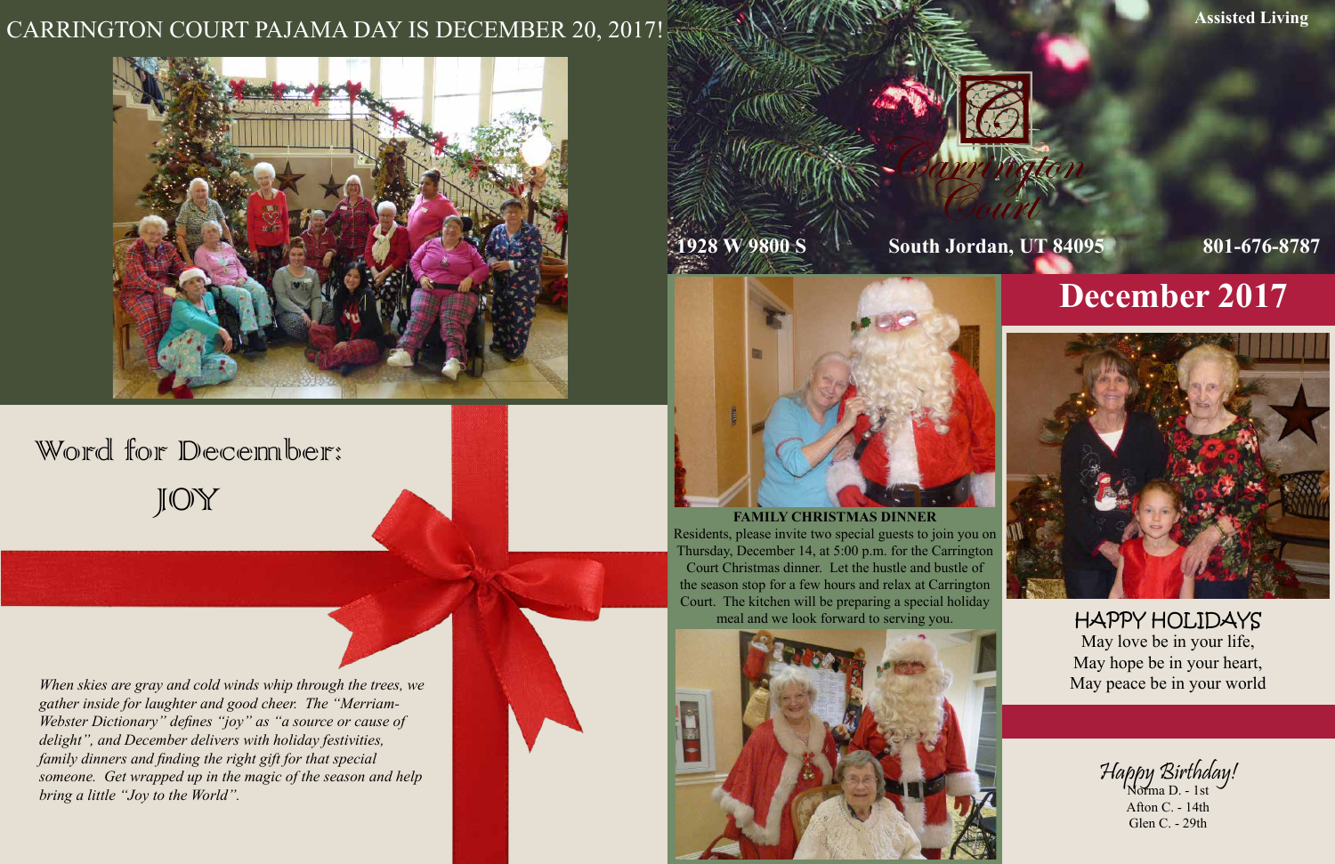# CARRINGTON COURT PAJAMA DAY IS DECEMBER 20, 2017!

## Word for December:

## JOY

*When skies are gray and cold winds whip through the trees, we gather inside for laughter and good cheer. The "Merriam-Webster Dictionary" defines "joy" as "a source or cause of delight", and December delivers with holiday festivities, family dinners and finding the right gift for that special someone. Get wrapped up in the magic of the season and help bring a little "Joy to the World".*

Assisted Living

Carrington Court

1928 W 9800 S South Jordan, UT 84095 801-676-8787

# December 2017

**FAMILY CHRISTMAS DINNER**

Residents, please invite two special guests to join you on Thursday, December 14, at 5:00 p.m. for the Carrington Court Christmas dinner. Let the hustle and bustle of the season stop for a few hours and relax at Carrington Court. The kitchen will be preparing a special holiday meal and we look forward to serving you.

## HAPPY HOLIDAYS

May love be in your life,
May hope be in your heart,
May peace be in your world

## Happy Birthday!

Norma D. - 1st
Afton C. - 14th
Glen C. - 29th